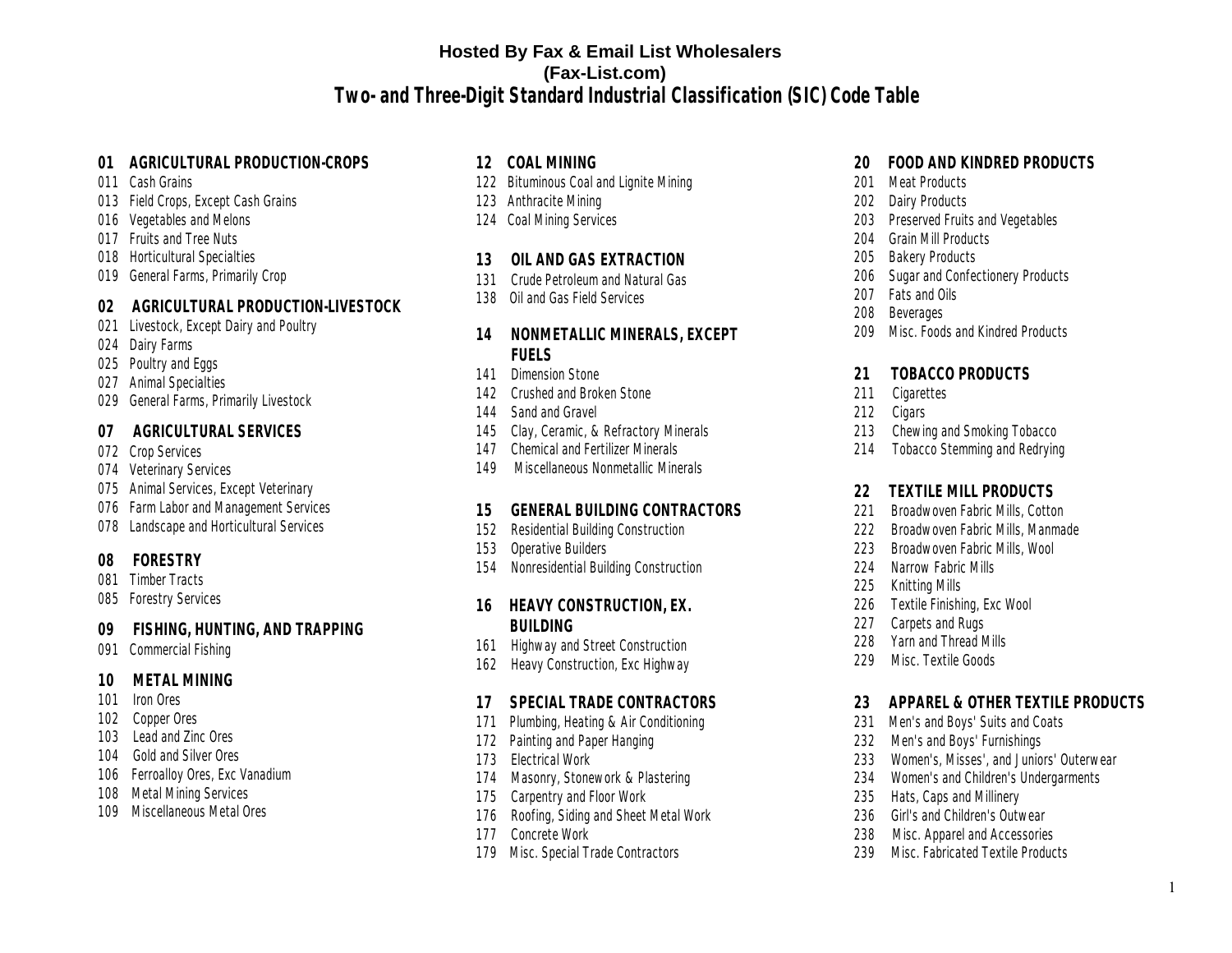**Hosted By Fax & Email List Wholesalers**
**(Fax-List.com)**

# Two- and Three-Digit Standard Industrial Classification (SIC) Code Table

### 01 AGRICULTURAL PRODUCTION-CROPS
011 Cash Grains
013 Field Crops, Except Cash Grains
016 Vegetables and Melons
017 Fruits and Tree Nuts
018 Horticultural Specialties
019 General Farms, Primarily Crop

### 02 AGRICULTURAL PRODUCTION-LIVESTOCK
021 Livestock, Except Dairy and Poultry
024 Dairy Farms
025 Poultry and Eggs
027 Animal Specialties
029 General Farms, Primarily Livestock

### 07 AGRICULTURAL SERVICES
072 Crop Services
074 Veterinary Services
075 Animal Services, Except Veterinary
076 Farm Labor and Management Services
078 Landscape and Horticultural Services

### 08 FORESTRY
081 Timber Tracts
085 Forestry Services

### 09 FISHING, HUNTING, AND TRAPPING
091 Commercial Fishing

### 10 METAL MINING
101 Iron Ores
102 Copper Ores
103 Lead and Zinc Ores
104 Gold and Silver Ores
106 Ferroalloy Ores, Exc Vanadium
108 Metal Mining Services
109 Miscellaneous Metal Ores

### 12 COAL MINING
122 Bituminous Coal and Lignite Mining
123 Anthracite Mining
124 Coal Mining Services

### 13 OIL AND GAS EXTRACTION
131 Crude Petroleum and Natural Gas
138 Oil and Gas Field Services

### 14 NONMETALLIC MINERALS, EXCEPT FUELS
141 Dimension Stone
142 Crushed and Broken Stone
144 Sand and Gravel
145 Clay, Ceramic, & Refractory Minerals
147 Chemical and Fertilizer Minerals
149 Miscellaneous Nonmetallic Minerals

### 15 GENERAL BUILDING CONTRACTORS
152 Residential Building Construction
153 Operative Builders
154 Nonresidential Building Construction

### 16 HEAVY CONSTRUCTION, EX. BUILDING
161 Highway and Street Construction
162 Heavy Construction, Exc Highway

### 17 SPECIAL TRADE CONTRACTORS
171 Plumbing, Heating & Air Conditioning
172 Painting and Paper Hanging
173 Electrical Work
174 Masonry, Stonework & Plastering
175 Carpentry and Floor Work
176 Roofing, Siding and Sheet Metal Work
177 Concrete Work
179 Misc. Special Trade Contractors

### 20 FOOD AND KINDRED PRODUCTS
201 Meat Products
202 Dairy Products
203 Preserved Fruits and Vegetables
204 Grain Mill Products
205 Bakery Products
206 Sugar and Confectionery Products
207 Fats and Oils
208 Beverages
209 Misc. Foods and Kindred Products

### 21 TOBACCO PRODUCTS
211 Cigarettes
212 Cigars
213 Chewing and Smoking Tobacco
214 Tobacco Stemming and Redrying

### 22 TEXTILE MILL PRODUCTS
221 Broadwoven Fabric Mills, Cotton
222 Broadwoven Fabric Mills, Manmade
223 Broadwoven Fabric Mills, Wool
224 Narrow Fabric Mills
225 Knitting Mills
226 Textile Finishing, Exc Wool
227 Carpets and Rugs
228 Yarn and Thread Mills
229 Misc. Textile Goods

### 23 APPAREL & OTHER TEXTILE PRODUCTS
231 Men's and Boys' Suits and Coats
232 Men's and Boys' Furnishings
233 Women's, Misses', and Juniors' Outerwear
234 Women's and Children's Undergarments
235 Hats, Caps and Millinery
236 Girl's and Children's Outwear
238 Misc. Apparel and Accessories
239 Misc. Fabricated Textile Products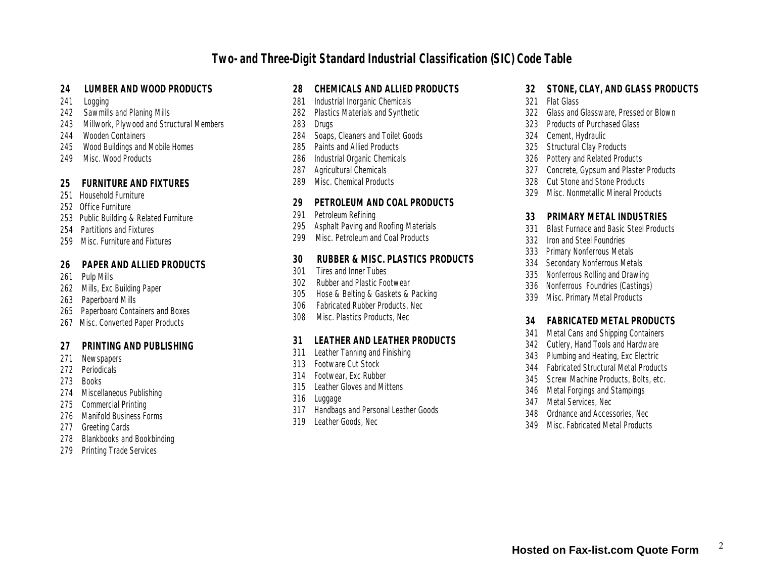# Two- and Three-Digit Standard Industrial Classification (SIC) Code Table

## 24 LUMBER AND WOOD PRODUCTS

- 241 Logging
- 242 Sawmills and Planing Mills
- 243 Millwork, Plywood and Structural Members
- 244 Wooden Containers
- 245 Wood Buildings and Mobile Homes
- 249 Misc. Wood Products

## 25 FURNITURE AND FIXTURES

- 251 Household Furniture
- 252 Office Furniture
- 253 Public Building & Related Furniture
- 254 Partitions and Fixtures
- 259 Misc. Furniture and Fixtures

## 26 PAPER AND ALLIED PRODUCTS

- 261 Pulp Mills
- 262 Mills, Exc Building Paper
- 263 Paperboard Mills
- 265 Paperboard Containers and Boxes
- 267 Misc. Converted Paper Products

## 27 PRINTING AND PUBLISHING

- 271 Newspapers
- 272 Periodicals
- 273 Books
- 274 Miscellaneous Publishing
- 275 Commercial Printing
- 276 Manifold Business Forms
- 277 Greeting Cards
- 278 Blankbooks and Bookbinding
- 279 Printing Trade Services

## 28 CHEMICALS AND ALLIED PRODUCTS

- 281 Industrial Inorganic Chemicals
- 282 Plastics Materials and Synthetic
- 283 Drugs
- 284 Soaps, Cleaners and Toilet Goods
- 285 Paints and Allied Products
- 286 Industrial Organic Chemicals
- 287 Agricultural Chemicals
- 289 Misc. Chemical Products

## 29 PETROLEUM AND COAL PRODUCTS

- 291 Petroleum Refining
- 295 Asphalt Paving and Roofing Materials
- 299 Misc. Petroleum and Coal Products

## 30 RUBBER & MISC. PLASTICS PRODUCTS

- 301 Tires and Inner Tubes
- 302 Rubber and Plastic Footwear
- 305 Hose & Belting & Gaskets & Packing
- 306 Fabricated Rubber Products, Nec
- 308 Misc. Plastics Products, Nec

## 31 LEATHER AND LEATHER PRODUCTS

- 311 Leather Tanning and Finishing
- 313 Footware Cut Stock
- 314 Footwear, Exc Rubber
- 315 Leather Gloves and Mittens
- 316 Luggage
- 317 Handbags and Personal Leather Goods
- 319 Leather Goods, Nec

## 32 STONE, CLAY, AND GLASS PRODUCTS

- 321 Flat Glass
- 322 Glass and Glassware, Pressed or Blown
- 323 Products of Purchased Glass
- 324 Cement, Hydraulic
- 325 Structural Clay Products
- 326 Pottery and Related Products
- 327 Concrete, Gypsum and Plaster Products
- 328 Cut Stone and Stone Products
- 329 Misc. Nonmetallic Mineral Products

## 33 PRIMARY METAL INDUSTRIES

- 331 Blast Furnace and Basic Steel Products
- 332 Iron and Steel Foundries
- 333 Primary Nonferrous Metals
- 334 Secondary Nonferrous Metals
- 335 Nonferrous Rolling and Drawing
- 336 Nonferrous Foundries (Castings)
- 339 Misc. Primary Metal Products

## 34 FABRICATED METAL PRODUCTS

- 341 Metal Cans and Shipping Containers
- 342 Cutlery, Hand Tools and Hardware
- 343 Plumbing and Heating, Exc Electric
- 344 Fabricated Structural Metal Products
- 345 Screw Machine Products, Bolts, etc.
- 346 Metal Forgings and Stampings
- 347 Metal Services, Nec
- 348 Ordnance and Accessories, Nec
- 349 Misc. Fabricated Metal Products

**Hosted on Fax-list.com Quote Form**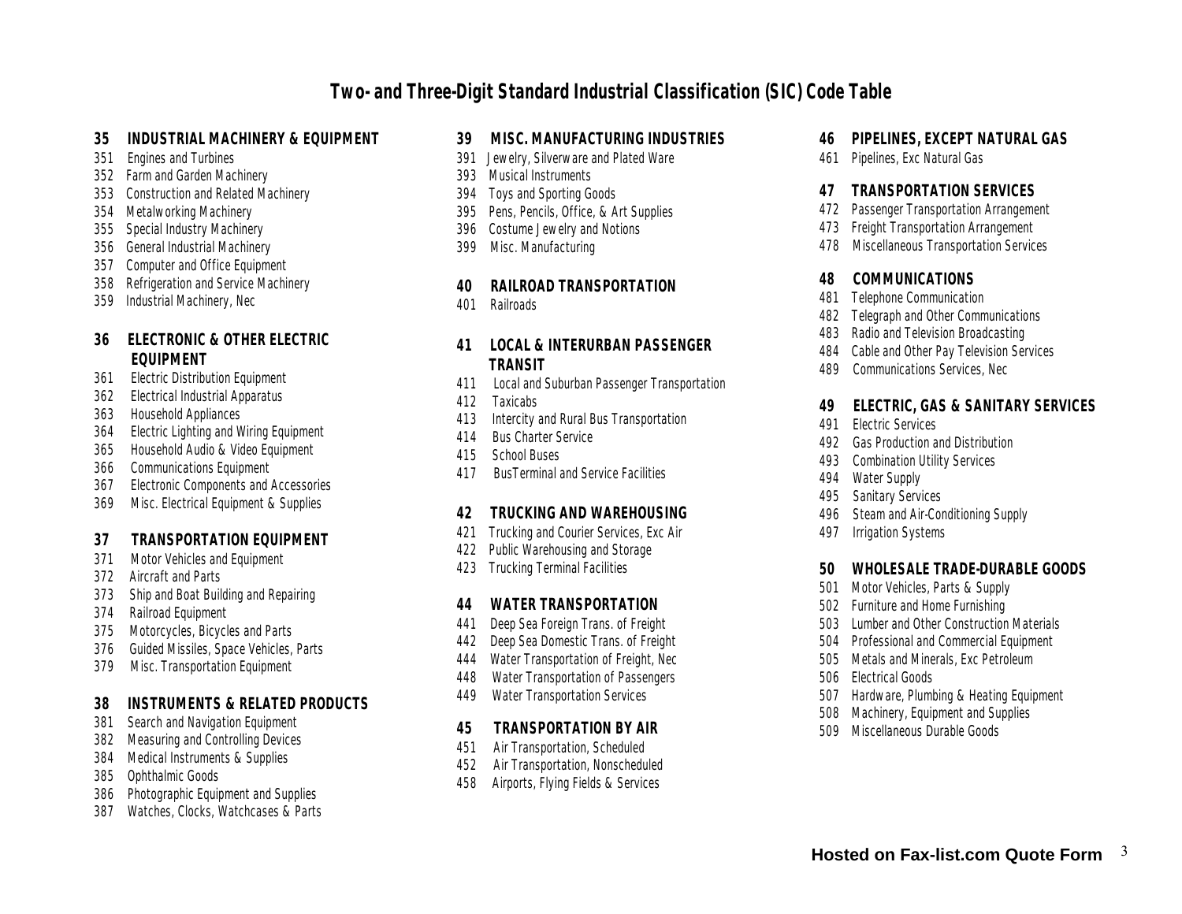# Two- and Three-Digit Standard Industrial Classification (SIC) Code Table

### 35 INDUSTRIAL MACHINERY & EQUIPMENT
351 Engines and Turbines
352 Farm and Garden Machinery
353 Construction and Related Machinery
354 Metalworking Machinery
355 Special Industry Machinery
356 General Industrial Machinery
357 Computer and Office Equipment
358 Refrigeration and Service Machinery
359 Industrial Machinery, Nec

### 36 ELECTRONIC & OTHER ELECTRIC EQUIPMENT
361 Electric Distribution Equipment
362 Electrical Industrial Apparatus
363 Household Appliances
364 Electric Lighting and Wiring Equipment
365 Household Audio & Video Equipment
366 Communications Equipment
367 Electronic Components and Accessories
369 Misc. Electrical Equipment & Supplies

### 37 TRANSPORTATION EQUIPMENT
371 Motor Vehicles and Equipment
372 Aircraft and Parts
373 Ship and Boat Building and Repairing
374 Railroad Equipment
375 Motorcycles, Bicycles and Parts
376 Guided Missiles, Space Vehicles, Parts
379 Misc. Transportation Equipment

### 38 INSTRUMENTS & RELATED PRODUCTS
381 Search and Navigation Equipment
382 Measuring and Controlling Devices
384 Medical Instruments & Supplies
385 Ophthalmic Goods
386 Photographic Equipment and Supplies
387 Watches, Clocks, Watchcases & Parts

### 39 MISC. MANUFACTURING INDUSTRIES
391 Jewelry, Silverware and Plated Ware
393 Musical Instruments
394 Toys and Sporting Goods
395 Pens, Pencils, Office, & Art Supplies
396 Costume Jewelry and Notions
399 Misc. Manufacturing

### 40 RAILROAD TRANSPORTATION
401 Railroads

### 41 LOCAL & INTERURBAN PASSENGER TRANSIT
411 Local and Suburban Passenger Transportation
412 Taxicabs
413 Intercity and Rural Bus Transportation
414 Bus Charter Service
415 School Buses
417 BusTerminal and Service Facilities

### 42 TRUCKING AND WAREHOUSING
421 Trucking and Courier Services, Exc Air
422 Public Warehousing and Storage
423 Trucking Terminal Facilities

### 44 WATER TRANSPORTATION
441 Deep Sea Foreign Trans. of Freight
442 Deep Sea Domestic Trans. of Freight
444 Water Transportation of Freight, Nec
448 Water Transportation of Passengers
449 Water Transportation Services

### 45 TRANSPORTATION BY AIR
451 Air Transportation, Scheduled
452 Air Transportation, Nonscheduled
458 Airports, Flying Fields & Services

### 46 PIPELINES, EXCEPT NATURAL GAS
461 Pipelines, Exc Natural Gas

### 47 TRANSPORTATION SERVICES
472 Passenger Transportation Arrangement
473 Freight Transportation Arrangement
478 Miscellaneous Transportation Services

### 48 COMMUNICATIONS
481 Telephone Communication
482 Telegraph and Other Communications
483 Radio and Television Broadcasting
484 Cable and Other Pay Television Services
489 Communications Services, Nec

### 49 ELECTRIC, GAS & SANITARY SERVICES
491 Electric Services
492 Gas Production and Distribution
493 Combination Utility Services
494 Water Supply
495 Sanitary Services
496 Steam and Air-Conditioning Supply
497 Irrigation Systems

### 50 WHOLESALE TRADE-DURABLE GOODS
501 Motor Vehicles, Parts & Supply
502 Furniture and Home Furnishing
503 Lumber and Other Construction Materials
504 Professional and Commercial Equipment
505 Metals and Minerals, Exc Petroleum
506 Electrical Goods
507 Hardware, Plumbing & Heating Equipment
508 Machinery, Equipment and Supplies
509 Miscellaneous Durable Goods

**Hosted on Fax-list.com Quote Form**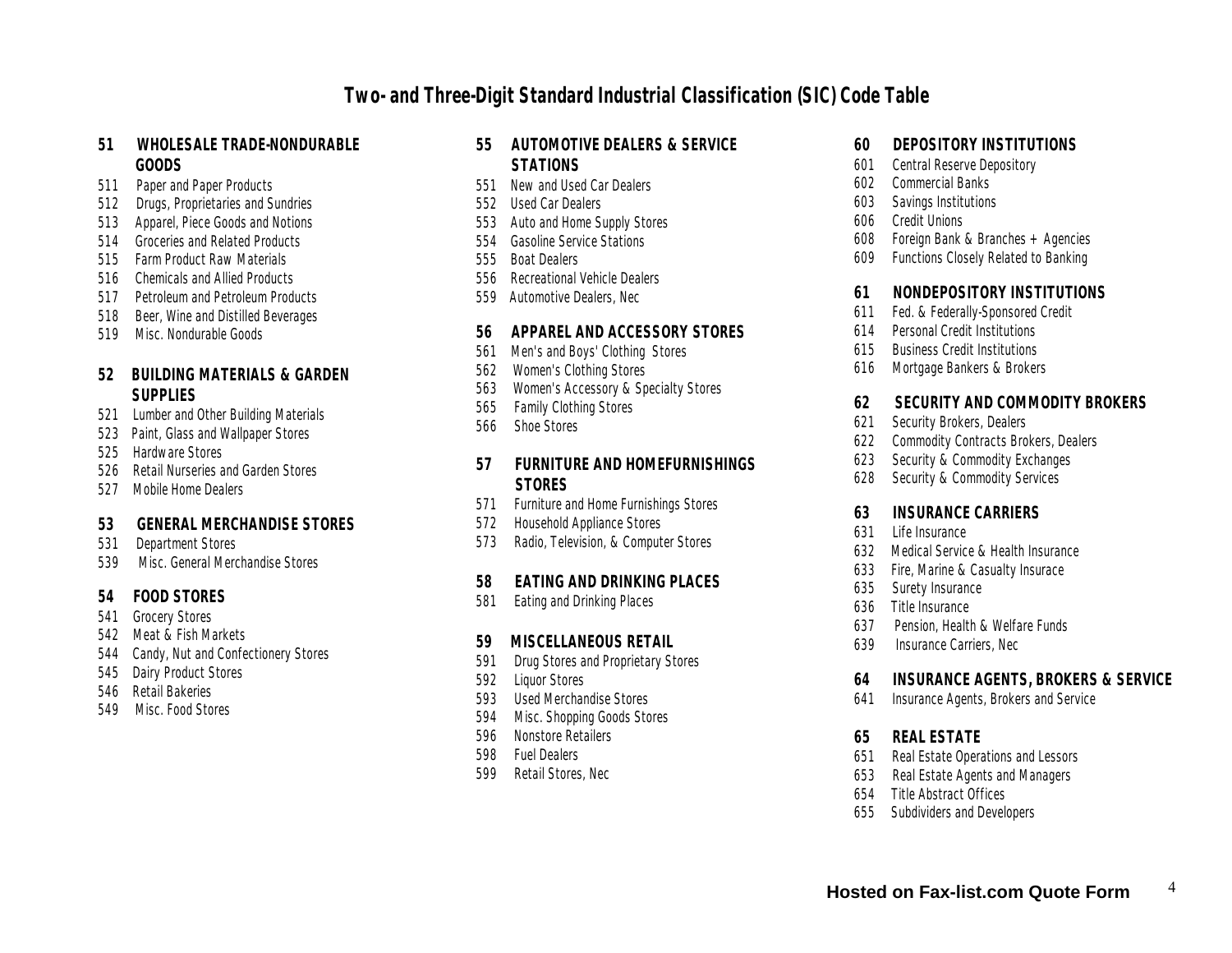# Two- and Three-Digit Standard Industrial Classification (SIC) Code Table

**51 WHOLESALE TRADE-NONDURABLE GOODS**

511 Paper and Paper Products
512 Drugs, Proprietaries and Sundries
513 Apparel, Piece Goods and Notions
514 Groceries and Related Products
515 Farm Product Raw Materials
516 Chemicals and Allied Products
517 Petroleum and Petroleum Products
518 Beer, Wine and Distilled Beverages
519 Misc. Nondurable Goods

**52 BUILDING MATERIALS & GARDEN SUPPLIES**

521 Lumber and Other Building Materials
523 Paint, Glass and Wallpaper Stores
525 Hardware Stores
526 Retail Nurseries and Garden Stores
527 Mobile Home Dealers

**53 GENERAL MERCHANDISE STORES**

531 Department Stores
539 Misc. General Merchandise Stores

**54 FOOD STORES**

541 Grocery Stores
542 Meat & Fish Markets
544 Candy, Nut and Confectionery Stores
545 Dairy Product Stores
546 Retail Bakeries
549 Misc. Food Stores

**55 AUTOMOTIVE DEALERS & SERVICE STATIONS**

551 New and Used Car Dealers
552 Used Car Dealers
553 Auto and Home Supply Stores
554 Gasoline Service Stations
555 Boat Dealers
556 Recreational Vehicle Dealers
559 Automotive Dealers, Nec

**56 APPAREL AND ACCESSORY STORES**

561 Men's and Boys' Clothing Stores
562 Women's Clothing Stores
563 Women's Accessory & Specialty Stores
565 Family Clothing Stores
566 Shoe Stores

**57 FURNITURE AND HOMEFURNISHINGS STORES**

571 Furniture and Home Furnishings Stores
572 Household Appliance Stores
573 Radio, Television, & Computer Stores

**58 EATING AND DRINKING PLACES**

581 Eating and Drinking Places

**59 MISCELLANEOUS RETAIL**

591 Drug Stores and Proprietary Stores
592 Liquor Stores
593 Used Merchandise Stores
594 Misc. Shopping Goods Stores
596 Nonstore Retailers
598 Fuel Dealers
599 Retail Stores, Nec

**60 DEPOSITORY INSTITUTIONS**

601 Central Reserve Depository
602 Commercial Banks
603 Savings Institutions
606 Credit Unions
608 Foreign Bank & Branches + Agencies
609 Functions Closely Related to Banking

**61 NONDEPOSITORY INSTITUTIONS**

611 Fed. & Federally-Sponsored Credit
614 Personal Credit Institutions
615 Business Credit Institutions
616 Mortgage Bankers & Brokers

**62 SECURITY AND COMMODITY BROKERS**

621 Security Brokers, Dealers
622 Commodity Contracts Brokers, Dealers
623 Security & Commodity Exchanges
628 Security & Commodity Services

**63 INSURANCE CARRIERS**

631 Life Insurance
632 Medical Service & Health Insurance
633 Fire, Marine & Casualty Insurace
635 Surety Insurance
636 Title Insurance
637 Pension, Health & Welfare Funds
639 Insurance Carriers, Nec

**64 INSURANCE AGENTS, BROKERS & SERVICE**

641 Insurance Agents, Brokers and Service

**65 REAL ESTATE**

651 Real Estate Operations and Lessors
653 Real Estate Agents and Managers
654 Title Abstract Offices
655 Subdividers and Developers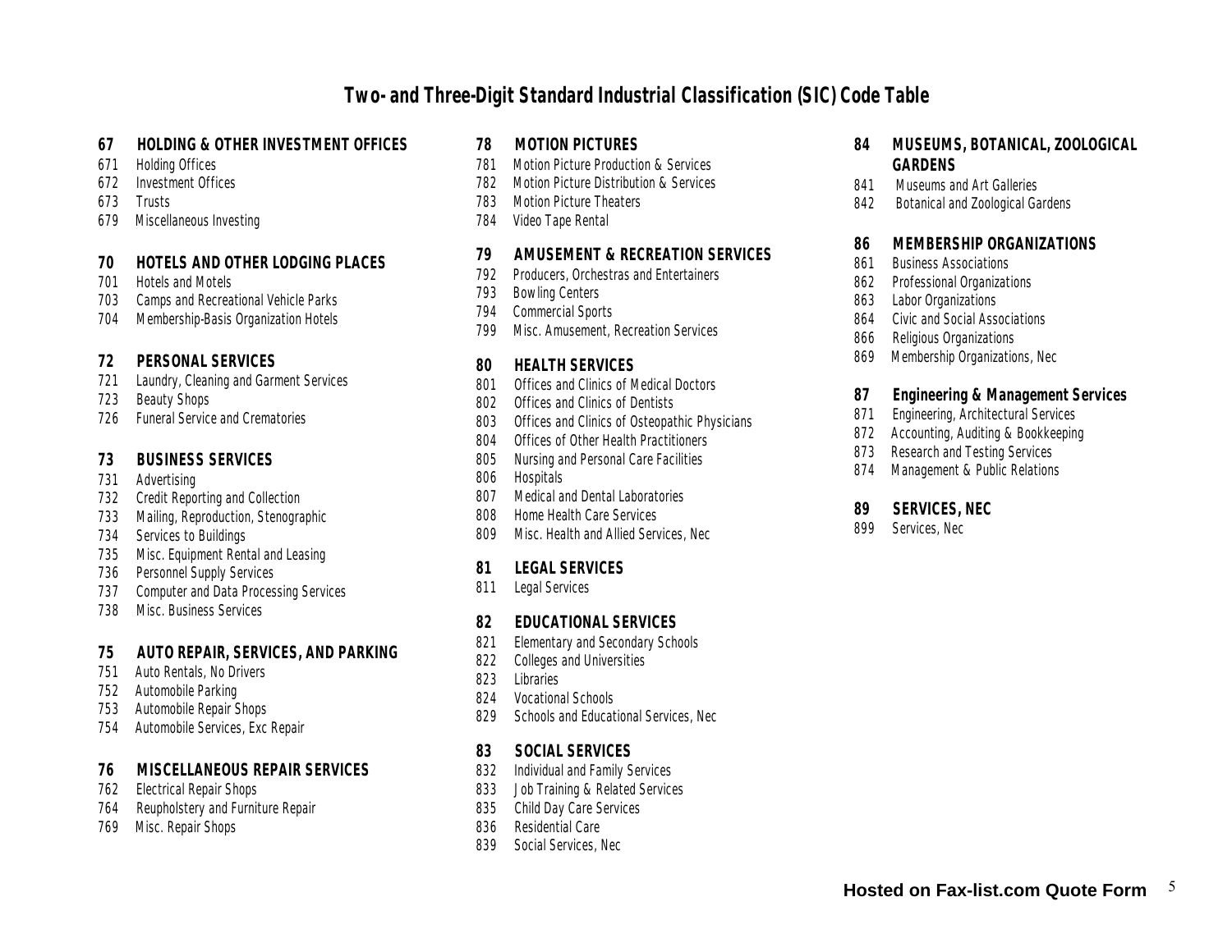# Two- and Three-Digit Standard Industrial Classification (SIC) Code Table

**67 HOLDING & OTHER INVESTMENT OFFICES**
671 Holding Offices
672 Investment Offices
673 Trusts
679 Miscellaneous Investing

**70 HOTELS AND OTHER LODGING PLACES**
701 Hotels and Motels
703 Camps and Recreational Vehicle Parks
704 Membership-Basis Organization Hotels

**72 PERSONAL SERVICES**
721 Laundry, Cleaning and Garment Services
723 Beauty Shops
726 Funeral Service and Crematories

**73 BUSINESS SERVICES**
731 Advertising
732 Credit Reporting and Collection
733 Mailing, Reproduction, Stenographic
734 Services to Buildings
735 Misc. Equipment Rental and Leasing
736 Personnel Supply Services
737 Computer and Data Processing Services
738 Misc. Business Services

**75 AUTO REPAIR, SERVICES, AND PARKING**
751 Auto Rentals, No Drivers
752 Automobile Parking
753 Automobile Repair Shops
754 Automobile Services, Exc Repair

**76 MISCELLANEOUS REPAIR SERVICES**
762 Electrical Repair Shops
764 Reupholstery and Furniture Repair
769 Misc. Repair Shops

**78 MOTION PICTURES**
781 Motion Picture Production & Services
782 Motion Picture Distribution & Services
783 Motion Picture Theaters
784 Video Tape Rental

**79 AMUSEMENT & RECREATION SERVICES**
792 Producers, Orchestras and Entertainers
793 Bowling Centers
794 Commercial Sports
799 Misc. Amusement, Recreation Services

**80 HEALTH SERVICES**
801 Offices and Clinics of Medical Doctors
802 Offices and Clinics of Dentists
803 Offices and Clinics of Osteopathic Physicians
804 Offices of Other Health Practitioners
805 Nursing and Personal Care Facilities
806 Hospitals
807 Medical and Dental Laboratories
808 Home Health Care Services
809 Misc. Health and Allied Services, Nec

**81 LEGAL SERVICES**
811 Legal Services

**82 EDUCATIONAL SERVICES**
821 Elementary and Secondary Schools
822 Colleges and Universities
823 Libraries
824 Vocational Schools
829 Schools and Educational Services, Nec

**83 SOCIAL SERVICES**
832 Individual and Family Services
833 Job Training & Related Services
835 Child Day Care Services
836 Residential Care
839 Social Services, Nec

**84 MUSEUMS, BOTANICAL, ZOOLOGICAL GARDENS**
841 Museums and Art Galleries
842 Botanical and Zoological Gardens

**86 MEMBERSHIP ORGANIZATIONS**
861 Business Associations
862 Professional Organizations
863 Labor Organizations
864 Civic and Social Associations
866 Religious Organizations
869 Membership Organizations, Nec

**87 Engineering & Management Services**
871 Engineering, Architectural Services
872 Accounting, Auditing & Bookkeeping
873 Research and Testing Services
874 Management & Public Relations

**89 SERVICES, NEC**
899 Services, Nec

**Hosted on Fax-list.com Quote Form**